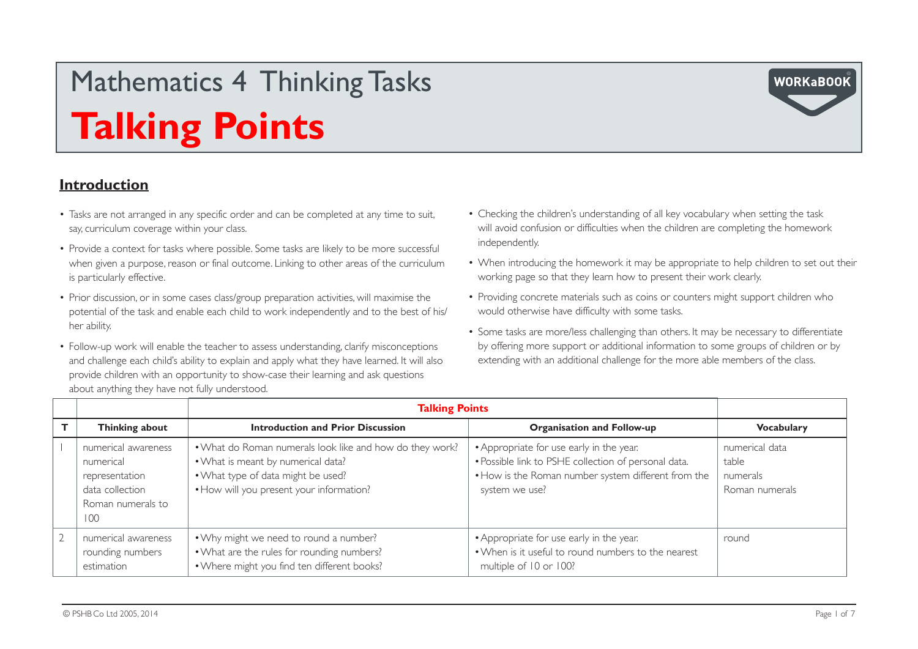# Mathematics 4 Thinking Tasks

# Talking Points

## Introduction

- Tasks are not arranged in any specific order and can be completed at any time to suit, say, curriculum coverage within your class.
- Provide a context for tasks where possible. Some tasks are likely to be more successful when given a purpose, reason or final outcome. Linking to other areas of the curriculum is particularly effective.
- Prior discussion, or in some cases class/group preparation activities, will maximise the potential of the task and enable each child to work independently and to the best of his/her ability.
- Follow-up work will enable the teacher to assess understanding, clarify misconceptions and challenge each child's ability to explain and apply what they have learned. It will also provide children with an opportunity to show-case their learning and ask questions about anything they have not fully understood.
- Checking the children's understanding of all key vocabulary when setting the task will avoid confusion or difficulties when the children are completing the homework independently.
- When introducing the homework it may be appropriate to help children to set out their working page so that they learn how to present their work clearly.
- Providing concrete materials such as coins or counters might support children who would otherwise have difficulty with some tasks.
- Some tasks are more/less challenging than others. It may be necessary to differentiate by offering more support or additional information to some groups of children or by extending with an additional challenge for the more able members of the class.

| | | **Talking Points** | | |
|---|---|---|---|---|
| **T** | **Thinking about** | **Introduction and Prior Discussion** | **Organisation and Follow-up** | **Vocabulary** |
| 1 | numerical awareness<br>numerical representation<br>data collection<br>Roman numerals to 100 | • What do Roman numerals look like and how do they work?<br>• What is meant by numerical data?<br>• What type of data might be used?<br>• How will you present your information? | • Appropriate for use early in the year.<br>• Possible link to PSHE collection of personal data.<br>• How is the Roman number system different from the system we use? | numerical data<br>table<br>numerals<br>Roman numerals |
| 2 | numerical awareness<br>rounding numbers<br>estimation | • Why might we need to round a number?<br>• What are the rules for rounding numbers?<br>• Where might you find ten different books? | • Appropriate for use early in the year.<br>• When is it useful to round numbers to the nearest multiple of 10 or 100? | round |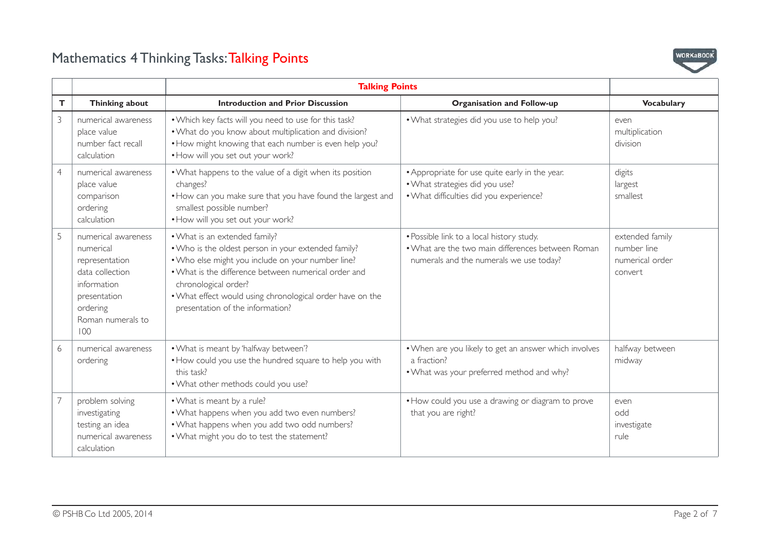# Mathematics 4 Thinking Tasks: Talking Points

| | | Talking Points | | |
|---|---|---|---|---|
| **T** | **Thinking about** | **Introduction and Prior Discussion** | **Organisation and Follow-up** | **Vocabulary** |
| 3 | numerical awareness<br>place value<br>number fact recall<br>calculation | • Which key facts will you need to use for this task?<br>• What do you know about multiplication and division?<br>• How might knowing that each number is even help you?<br>• How will you set out your work? | • What strategies did you use to help you? | even<br>multiplication<br>division |
| 4 | numerical awareness<br>place value<br>comparison<br>ordering<br>calculation | • What happens to the value of a digit when its position changes?<br>• How can you make sure that you have found the largest and smallest possible number?<br>• How will you set out your work? | • Appropriate for use quite early in the year.<br>• What strategies did you use?<br>• What difficulties did you experience? | digits<br>largest<br>smallest |
| 5 | numerical awareness<br>numerical representation<br>data collection<br>information presentation<br>ordering<br>Roman numerals to 100 | • What is an extended family?<br>• Who is the oldest person in your extended family?<br>• Who else might you include on your number line?<br>• What is the difference between numerical order and chronological order?<br>• What effect would using chronological order have on the presentation of the information? | • Possible link to a local history study.<br>• What are the two main differences between Roman numerals and the numerals we use today? | extended family<br>number line<br>numerical order<br>convert |
| 6 | numerical awareness<br>ordering | • What is meant by 'halfway between'?<br>• How could you use the hundred square to help you with this task?<br>• What other methods could you use? | • When are you likely to get an answer which involves a fraction?<br>• What was your preferred method and why? | halfway between<br>midway |
| 7 | problem solving<br>investigating<br>testing an idea<br>numerical awareness<br>calculation | • What is meant by a rule?<br>• What happens when you add two even numbers?<br>• What happens when you add two odd numbers?<br>• What might you do to test the statement? | • How could you use a drawing or diagram to prove that you are right? | even<br>odd<br>investigate<br>rule |

© PSHB Co Ltd 2005, 2014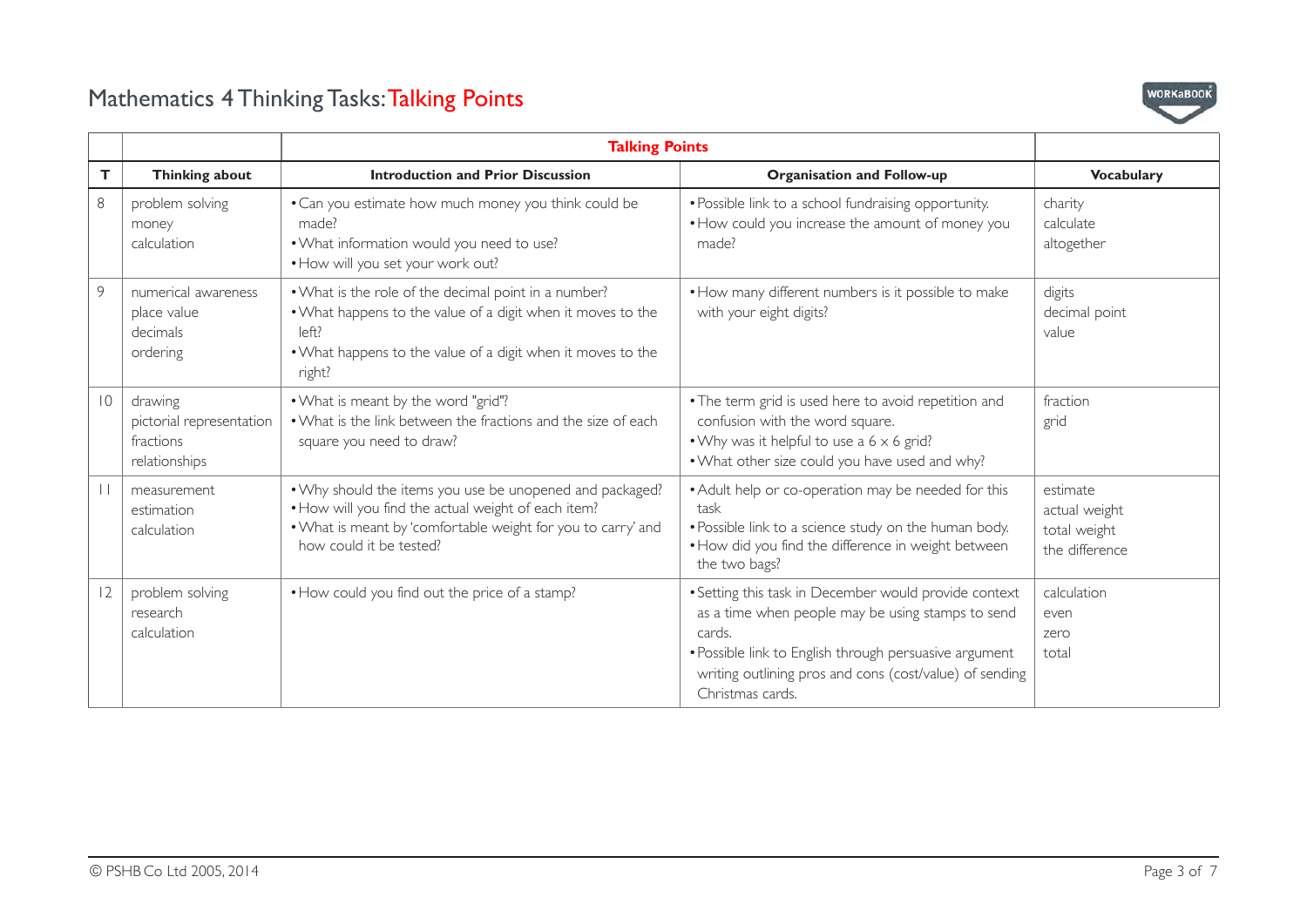# Mathematics 4 Thinking Tasks: Talking Points

| | | Talking Points | | |
|---|---|---|---|---|
| **T** | **Thinking about** | **Introduction and Prior Discussion** | **Organisation and Follow-up** | **Vocabulary** |
| 8 | problem solving<br>money<br>calculation | • Can you estimate how much money you think could be made?<br>• What information would you need to use?<br>• How will you set your work out? | • Possible link to a school fundraising opportunity.<br>• How could you increase the amount of money you made? | charity<br>calculate<br>altogether |
| 9 | numerical awareness<br>place value<br>decimals<br>ordering | • What is the role of the decimal point in a number?<br>• What happens to the value of a digit when it moves to the left?<br>• What happens to the value of a digit when it moves to the right? | • How many different numbers is it possible to make with your eight digits? | digits<br>decimal point<br>value |
| 10 | drawing<br>pictorial representation<br>fractions<br>relationships | • What is meant by the word "grid"?<br>• What is the link between the fractions and the size of each square you need to draw? | • The term grid is used here to avoid repetition and confusion with the word square.<br>• Why was it helpful to use a 6 × 6 grid?<br>• What other size could you have used and why? | fraction<br>grid |
| 11 | measurement<br>estimation<br>calculation | • Why should the items you use be unopened and packaged?<br>• How will you find the actual weight of each item?<br>• What is meant by 'comfortable weight for you to carry' and how could it be tested? | • Adult help or co-operation may be needed for this task<br>• Possible link to a science study on the human body.<br>• How did you find the difference in weight between the two bags? | estimate<br>actual weight<br>total weight<br>the difference |
| 12 | problem solving<br>research<br>calculation | • How could you find out the price of a stamp? | • Setting this task in December would provide context as a time when people may be using stamps to send cards.<br>• Possible link to English through persuasive argument writing outlining pros and cons (cost/value) of sending Christmas cards. | calculation<br>even<br>zero<br>total |

© PSHB Co Ltd 2005, 2014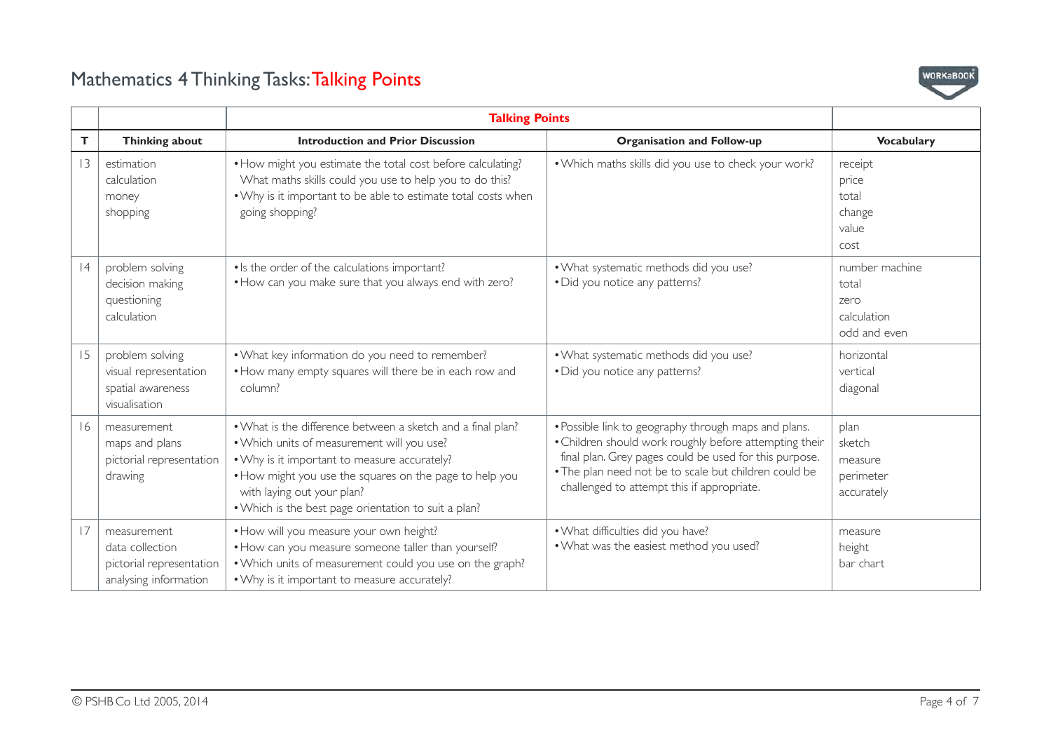# Mathematics 4 Thinking Tasks: Talking Points

| | | Talking Points | | |
|---|---|---|---|---|
| **T** | **Thinking about** | **Introduction and Prior Discussion** | **Organisation and Follow-up** | **Vocabulary** |
| 13 | estimation<br>calculation<br>money<br>shopping | • How might you estimate the total cost before calculating? What maths skills could you use to help you to do this?<br>• Why is it important to be able to estimate total costs when going shopping? | • Which maths skills did you use to check your work? | receipt<br>price<br>total<br>change<br>value<br>cost |
| 14 | problem solving<br>decision making<br>questioning<br>calculation | • Is the order of the calculations important?<br>• How can you make sure that you always end with zero? | • What systematic methods did you use?<br>• Did you notice any patterns? | number machine<br>total<br>zero<br>calculation<br>odd and even |
| 15 | problem solving<br>visual representation<br>spatial awareness<br>visualisation | • What key information do you need to remember?<br>• How many empty squares will there be in each row and column? | • What systematic methods did you use?<br>• Did you notice any patterns? | horizontal<br>vertical<br>diagonal |
| 16 | measurement<br>maps and plans<br>pictorial representation<br>drawing | • What is the difference between a sketch and a final plan?<br>• Which units of measurement will you use?<br>• Why is it important to measure accurately?<br>• How might you use the squares on the page to help you with laying out your plan?<br>• Which is the best page orientation to suit a plan? | • Possible link to geography through maps and plans.<br>• Children should work roughly before attempting their final plan. Grey pages could be used for this purpose.<br>• The plan need not be to scale but children could be challenged to attempt this if appropriate. | plan<br>sketch<br>measure<br>perimeter<br>accurately |
| 17 | measurement<br>data collection<br>pictorial representation<br>analysing information | • How will you measure your own height?<br>• How can you measure someone taller than yourself?<br>• Which units of measurement could you use on the graph?<br>• Why is it important to measure accurately? | • What difficulties did you have?<br>• What was the easiest method you used? | measure<br>height<br>bar chart |

© PSHB Co Ltd 2005, 2014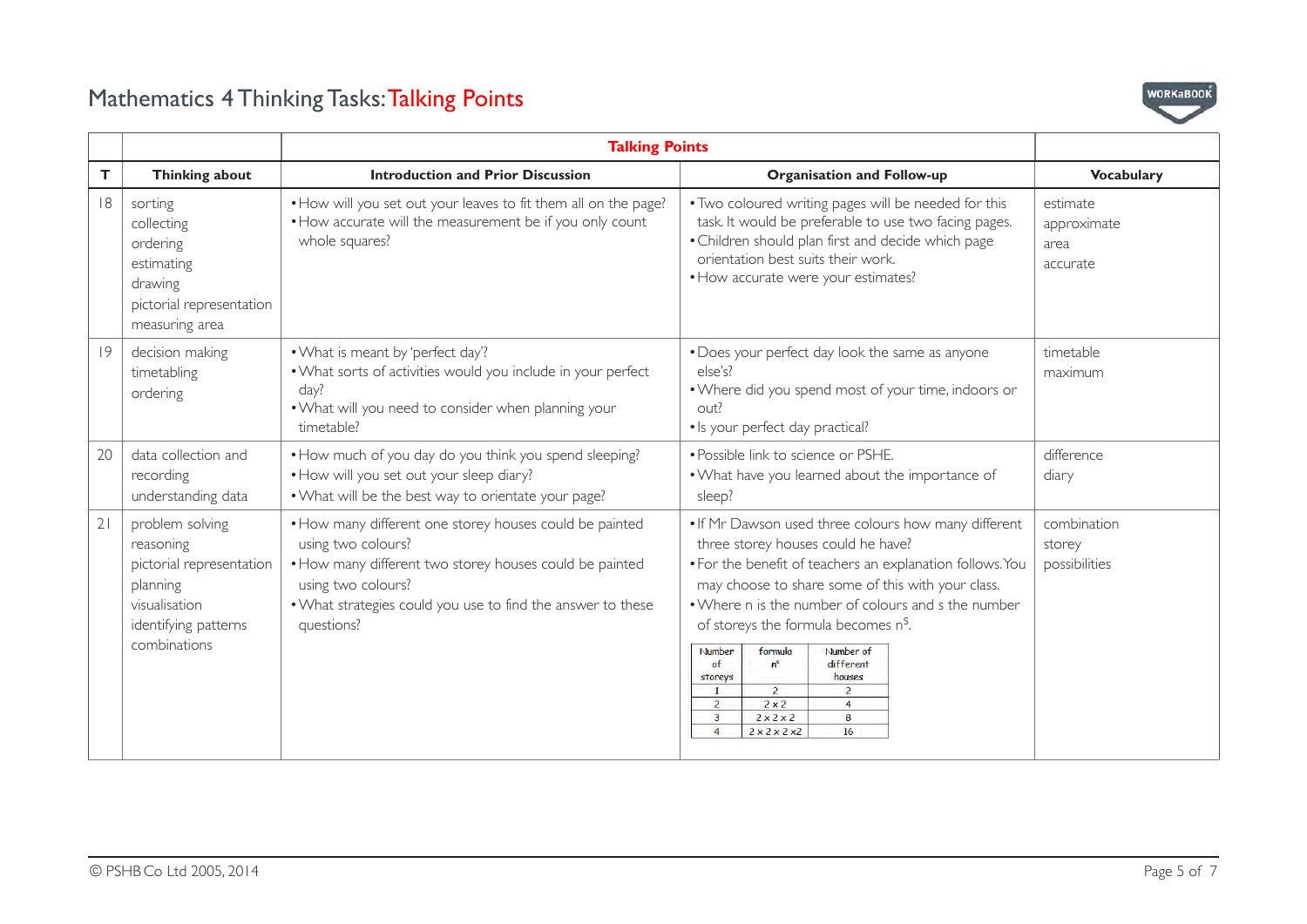# Mathematics 4 Thinking Tasks: Talking Points

| | | Talking Points | | |
|---|---|---|---|---|
| **T** | **Thinking about** | **Introduction and Prior Discussion** | **Organisation and Follow-up** | **Vocabulary** |
| 18 | sorting<br>collecting<br>ordering<br>estimating<br>drawing<br>pictorial representation<br>measuring area | • How will you set out your leaves to fit them all on the page?<br>• How accurate will the measurement be if you only count whole squares? | • Two coloured writing pages will be needed for this task. It would be preferable to use two facing pages.<br>• Children should plan first and decide which page orientation best suits their work.<br>• How accurate were your estimates? | estimate<br>approximate<br>area<br>accurate |
| 19 | decision making<br>timetabling<br>ordering | • What is meant by 'perfect day'?<br>• What sorts of activities would you include in your perfect day?<br>• What will you need to consider when planning your timetable? | • Does your perfect day look the same as anyone else's?<br>• Where did you spend most of your time, indoors or out?<br>• Is your perfect day practical? | timetable<br>maximum |
| 20 | data collection and recording<br>understanding data | • How much of you day do you think you spend sleeping?<br>• How will you set out your sleep diary?<br>• What will be the best way to orientate your page? | • Possible link to science or PSHE.<br>• What have you learned about the importance of sleep? | difference<br>diary |
| 21 | problem solving<br>reasoning<br>pictorial representation<br>planning<br>visualisation<br>identifying patterns<br>combinations | • How many different one storey houses could be painted using two colours?<br>• How many different two storey houses could be painted using two colours?<br>• What strategies could you use to find the answer to these questions? | • If Mr Dawson used three colours how many different three storey houses could he have?<br>• For the benefit of teachers an explanation follows. You may choose to share some of this with your class.<br>• Where n is the number of colours and s the number of storeys the formula becomes $n^S$.<br><br>Number of storeys / formula $n^s$ / Number of different houses:<br>1 / 2 / 2<br>2 / 2 x 2 / 4<br>3 / 2 x 2 x 2 / 8<br>4 / 2 x 2 x 2 x2 / 16 | combination<br>storey<br>possibilities |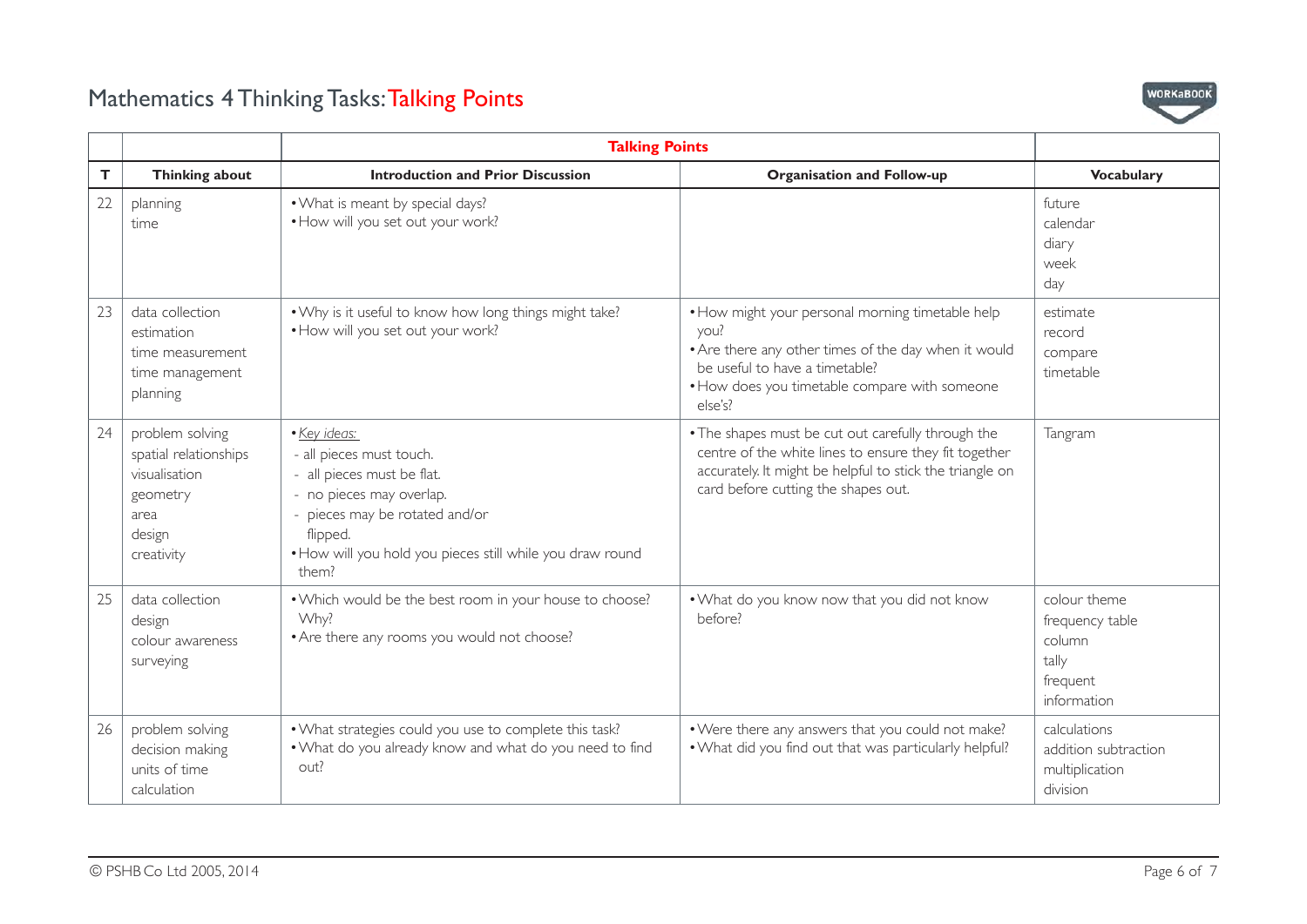# Mathematics 4 Thinking Tasks: Talking Points

| | | Talking Points | | |
|---|---|---|---|---|
| **T** | **Thinking about** | **Introduction and Prior Discussion** | **Organisation and Follow-up** | **Vocabulary** |
| 22 | planning<br>time | • What is meant by special days?<br>• How will you set out your work? | | future<br>calendar<br>diary<br>week<br>day |
| 23 | data collection<br>estimation<br>time measurement<br>time management<br>planning | • Why is it useful to know how long things might take?<br>• How will you set out your work? | • How might your personal morning timetable help you?<br>• Are there any other times of the day when it would be useful to have a timetable?<br>• How does you timetable compare with someone else's? | estimate<br>record<br>compare<br>timetable |
| 24 | problem solving<br>spatial relationships<br>visualisation<br>geometry<br>area<br>design<br>creativity | • *Key ideas:*<br>- all pieces must touch.<br>- all pieces must be flat.<br>- no pieces may overlap.<br>- pieces may be rotated and/or flipped.<br>• How will you hold you pieces still while you draw round them? | • The shapes must be cut out carefully through the centre of the white lines to ensure they fit together accurately. It might be helpful to stick the triangle on card before cutting the shapes out. | Tangram |
| 25 | data collection<br>design<br>colour awareness<br>surveying | • Which would be the best room in your house to choose? Why?<br>• Are there any rooms you would not choose? | • What do you know now that you did not know before? | colour theme<br>frequency table<br>column<br>tally<br>frequent<br>information |
| 26 | problem solving<br>decision making<br>units of time<br>calculation | • What strategies could you use to complete this task?<br>• What do you already know and what do you need to find out? | • Were there any answers that you could not make?<br>• What did you find out that was particularly helpful? | calculations<br>addition subtraction<br>multiplication<br>division |

© PSHB Co Ltd 2005, 2014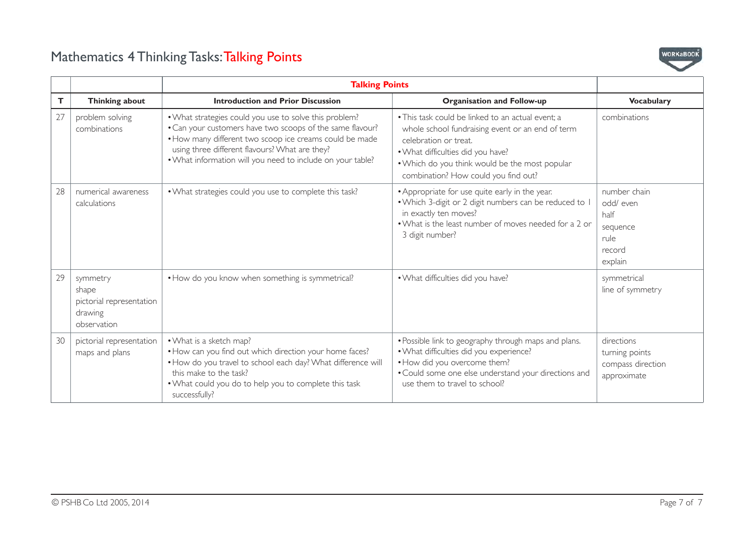# Mathematics 4 Thinking Tasks: Talking Points

| | | Talking Points | | |
|---|---|---|---|---|
| **T** | **Thinking about** | **Introduction and Prior Discussion** | **Organisation and Follow-up** | **Vocabulary** |
| 27 | problem solving<br>combinations | • What strategies could you use to solve this problem?<br>• Can your customers have two scoops of the same flavour?<br>• How many different two scoop ice creams could be made using three different flavours? What are they?<br>• What information will you need to include on your table? | • This task could be linked to an actual event; a whole school fundraising event or an end of term celebration or treat.<br>• What difficulties did you have?<br>• Which do you think would be the most popular combination? How could you find out? | combinations |
| 28 | numerical awareness<br>calculations | • What strategies could you use to complete this task? | • Appropriate for use quite early in the year.<br>• Which 3-digit or 2 digit numbers can be reduced to 1 in exactly ten moves?<br>• What is the least number of moves needed for a 2 or 3 digit number? | number chain<br>odd/ even<br>half<br>sequence<br>rule<br>record<br>explain |
| 29 | symmetry<br>shape<br>pictorial representation<br>drawing<br>observation | • How do you know when something is symmetrical? | • What difficulties did you have? | symmetrical<br>line of symmetry |
| 30 | pictorial representation<br>maps and plans | • What is a sketch map?<br>• How can you find out which direction your home faces?<br>• How do you travel to school each day? What difference will this make to the task?<br>• What could you do to help you to complete this task successfully? | • Possible link to geography through maps and plans.<br>• What difficulties did you experience?<br>• How did you overcome them?<br>• Could some one else understand your directions and use them to travel to school? | directions<br>turning points<br>compass direction<br>approximate |

© PSHB Co Ltd 2005, 2014